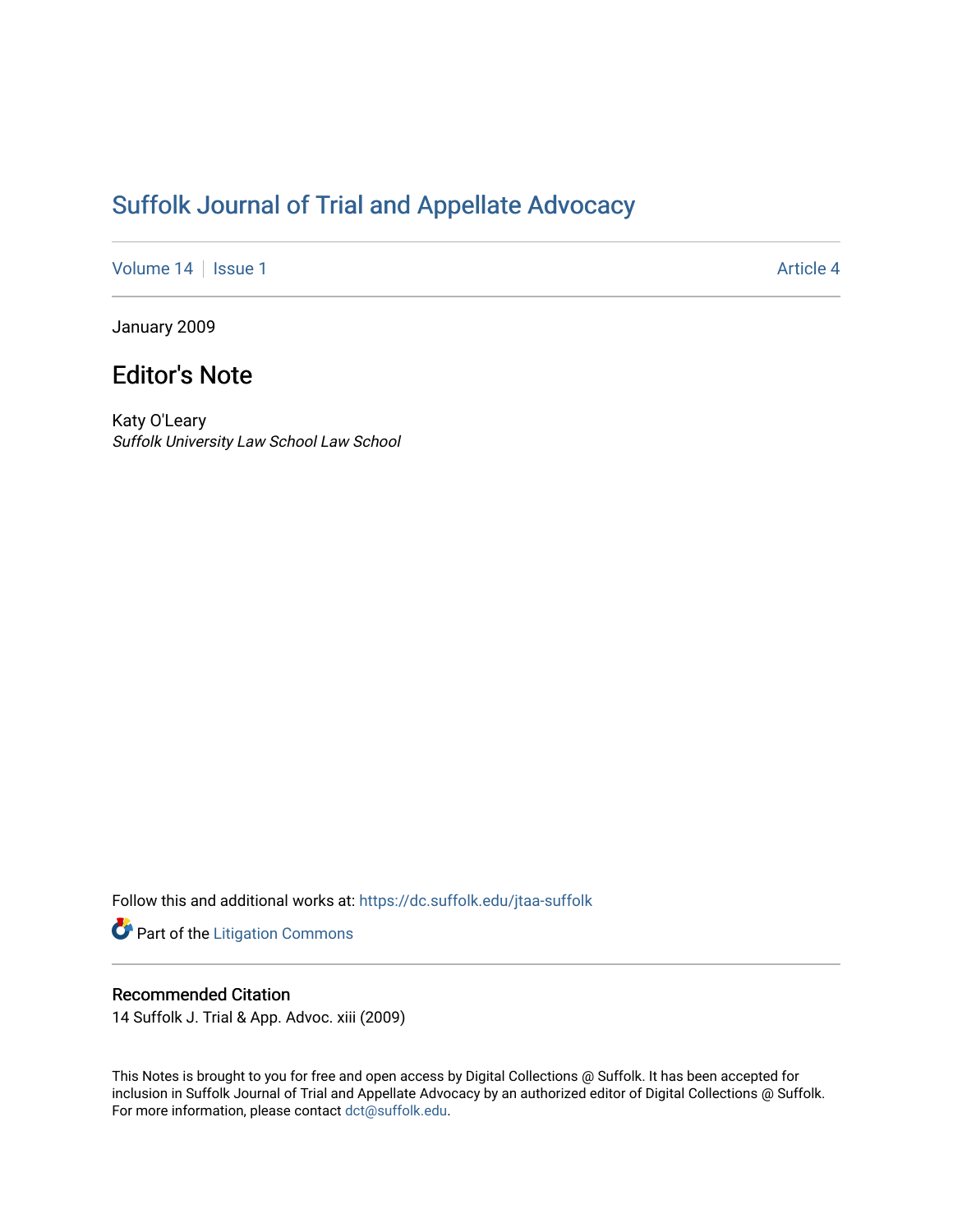# Suffolk Journal of Trial and Appellate Advocacy

Volume 14 | Issue 1 — Article 4

January 2009

## Editor's Note

Katy O'Leary
*Suffolk University Law School Law School*

Follow this and additional works at: https://dc.suffolk.edu/jtaa-suffolk

Part of the Litigation Commons

### Recommended Citation

14 Suffolk J. Trial & App. Advoc. xiii (2009)

This Notes is brought to you for free and open access by Digital Collections @ Suffolk. It has been accepted for inclusion in Suffolk Journal of Trial and Appellate Advocacy by an authorized editor of Digital Collections @ Suffolk. For more information, please contact dct@suffolk.edu.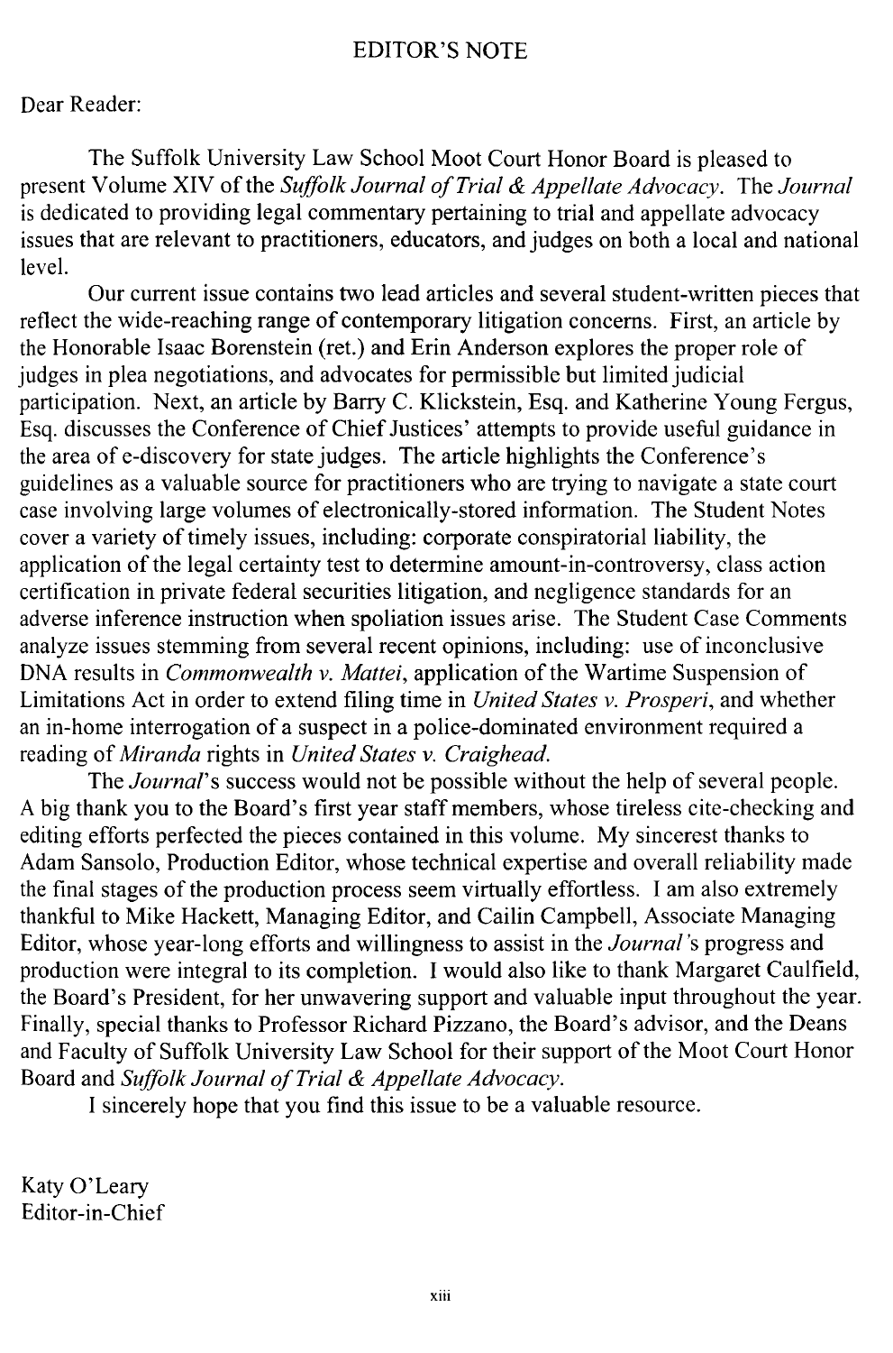# EDITOR'S NOTE

Dear Reader:

The Suffolk University Law School Moot Court Honor Board is pleased to present Volume XIV of the *Suffolk Journal of Trial & Appellate Advocacy*. The *Journal* is dedicated to providing legal commentary pertaining to trial and appellate advocacy issues that are relevant to practitioners, educators, and judges on both a local and national level.

Our current issue contains two lead articles and several student-written pieces that reflect the wide-reaching range of contemporary litigation concerns. First, an article by the Honorable Isaac Borenstein (ret.) and Erin Anderson explores the proper role of judges in plea negotiations, and advocates for permissible but limited judicial participation. Next, an article by Barry C. Klickstein, Esq. and Katherine Young Fergus, Esq. discusses the Conference of Chief Justices' attempts to provide useful guidance in the area of e-discovery for state judges. The article highlights the Conference's guidelines as a valuable source for practitioners who are trying to navigate a state court case involving large volumes of electronically-stored information. The Student Notes cover a variety of timely issues, including: corporate conspiratorial liability, the application of the legal certainty test to determine amount-in-controversy, class action certification in private federal securities litigation, and negligence standards for an adverse inference instruction when spoliation issues arise. The Student Case Comments analyze issues stemming from several recent opinions, including: use of inconclusive DNA results in *Commonwealth v. Mattei*, application of the Wartime Suspension of Limitations Act in order to extend filing time in *United States v. Prosperi*, and whether an in-home interrogation of a suspect in a police-dominated environment required a reading of *Miranda* rights in *United States v. Craighead.*

The *Journal*'s success would not be possible without the help of several people. A big thank you to the Board's first year staff members, whose tireless cite-checking and editing efforts perfected the pieces contained in this volume. My sincerest thanks to Adam Sansolo, Production Editor, whose technical expertise and overall reliability made the final stages of the production process seem virtually effortless. I am also extremely thankful to Mike Hackett, Managing Editor, and Cailin Campbell, Associate Managing Editor, whose year-long efforts and willingness to assist in the *Journal*'s progress and production were integral to its completion. I would also like to thank Margaret Caulfield, the Board's President, for her unwavering support and valuable input throughout the year. Finally, special thanks to Professor Richard Pizzano, the Board's advisor, and the Deans and Faculty of Suffolk University Law School for their support of the Moot Court Honor Board and *Suffolk Journal of Trial & Appellate Advocacy*.

I sincerely hope that you find this issue to be a valuable resource.

Katy O'Leary
Editor-in-Chief